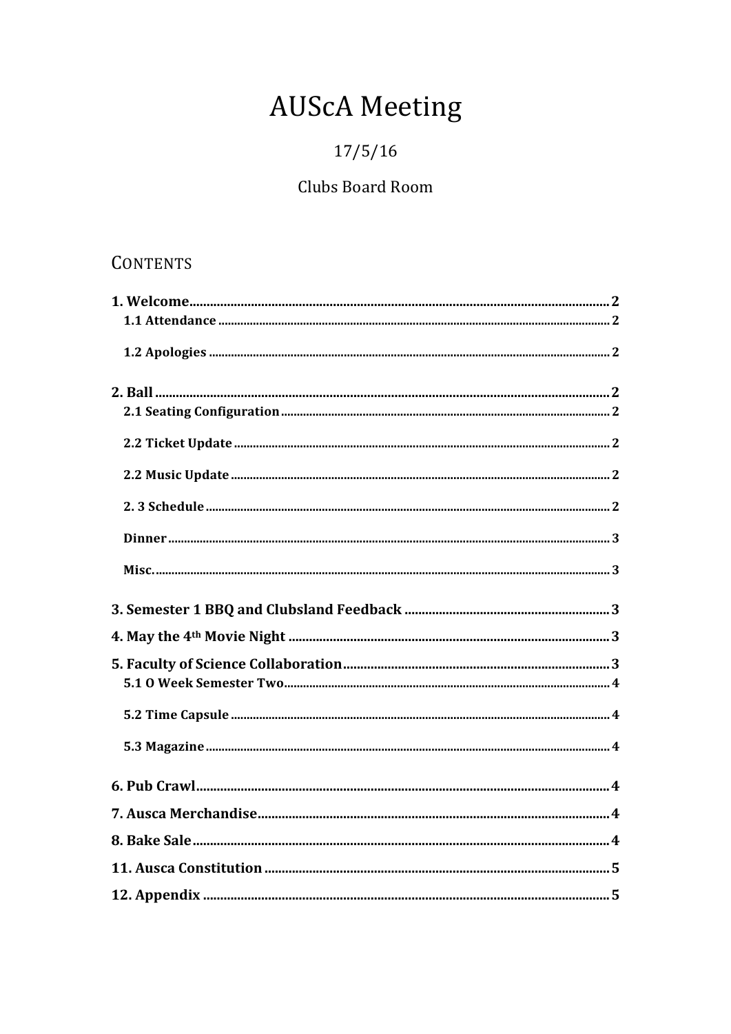# AUScA Meeting

17/5/16

Clubs Board Room

## CONTENTS

**1. Welcome** .......... 2
- **1.1 Attendance** .......... 2
- **1.2 Apologies** .......... 2

**2. Ball** .......... 2
- **2.1 Seating Configuration** .......... 2
- **2.2 Ticket Update** .......... 2
- **2.2 Music Update** .......... 2
- **2. 3 Schedule** .......... 2
- **Dinner** .......... 3
- **Misc.** .......... 3

**3. Semester 1 BBQ and Clubsland Feedback** .......... 3

**4. May the 4th Movie Night** .......... 3

**5. Faculty of Science Collaboration** .......... 3
- **5.1 O Week Semester Two** .......... 4
- **5.2 Time Capsule** .......... 4
- **5.3 Magazine** .......... 4

**6. Pub Crawl** .......... 4

**7. Ausca Merchandise** .......... 4

**8. Bake Sale** .......... 4

**11. Ausca Constitution** .......... 5

**12. Appendix** .......... 5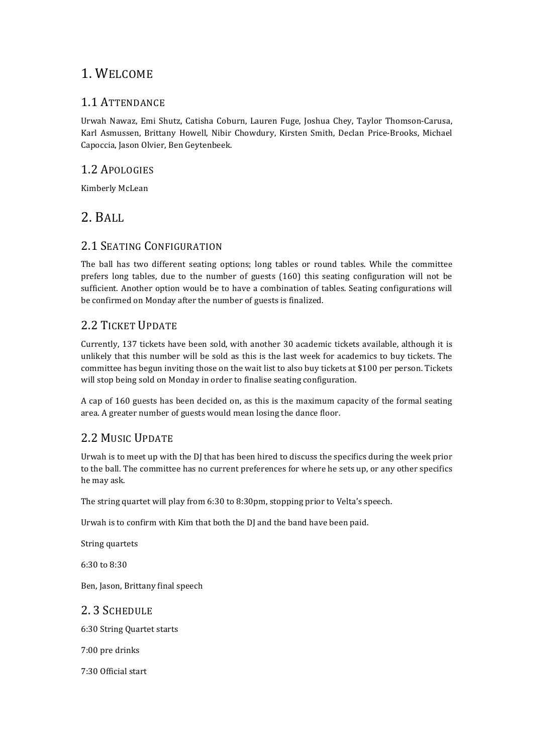# 1. Welcome

## 1.1 Attendance

Urwah Nawaz, Emi Shutz, Catisha Coburn, Lauren Fuge, Joshua Chey, Taylor Thomson-Carusa, Karl Asmussen, Brittany Howell, Nibir Chowdury, Kirsten Smith, Declan Price-Brooks, Michael Capoccia, Jason Olvier, Ben Geytenbeek.

## 1.2 Apologies

Kimberly McLean

# 2. Ball

## 2.1 Seating Configuration

The ball has two different seating options; long tables or round tables. While the committee prefers long tables, due to the number of guests (160) this seating configuration will not be sufficient. Another option would be to have a combination of tables. Seating configurations will be confirmed on Monday after the number of guests is finalized.

## 2.2 Ticket Update

Currently, 137 tickets have been sold, with another 30 academic tickets available, although it is unlikely that this number will be sold as this is the last week for academics to buy tickets. The committee has begun inviting those on the wait list to also buy tickets at $100 per person. Tickets will stop being sold on Monday in order to finalise seating configuration.

A cap of 160 guests has been decided on, as this is the maximum capacity of the formal seating area. A greater number of guests would mean losing the dance floor.

## 2.2 Music Update

Urwah is to meet up with the DJ that has been hired to discuss the specifics during the week prior to the ball. The committee has no current preferences for where he sets up, or any other specifics he may ask.

The string quartet will play from 6:30 to 8:30pm, stopping prior to Velta's speech.

Urwah is to confirm with Kim that both the DJ and the band have been paid.

String quartets

6:30 to 8:30

Ben, Jason, Brittany final speech

## 2. 3 Schedule

6:30 String Quartet starts

7:00 pre drinks

7:30 Official start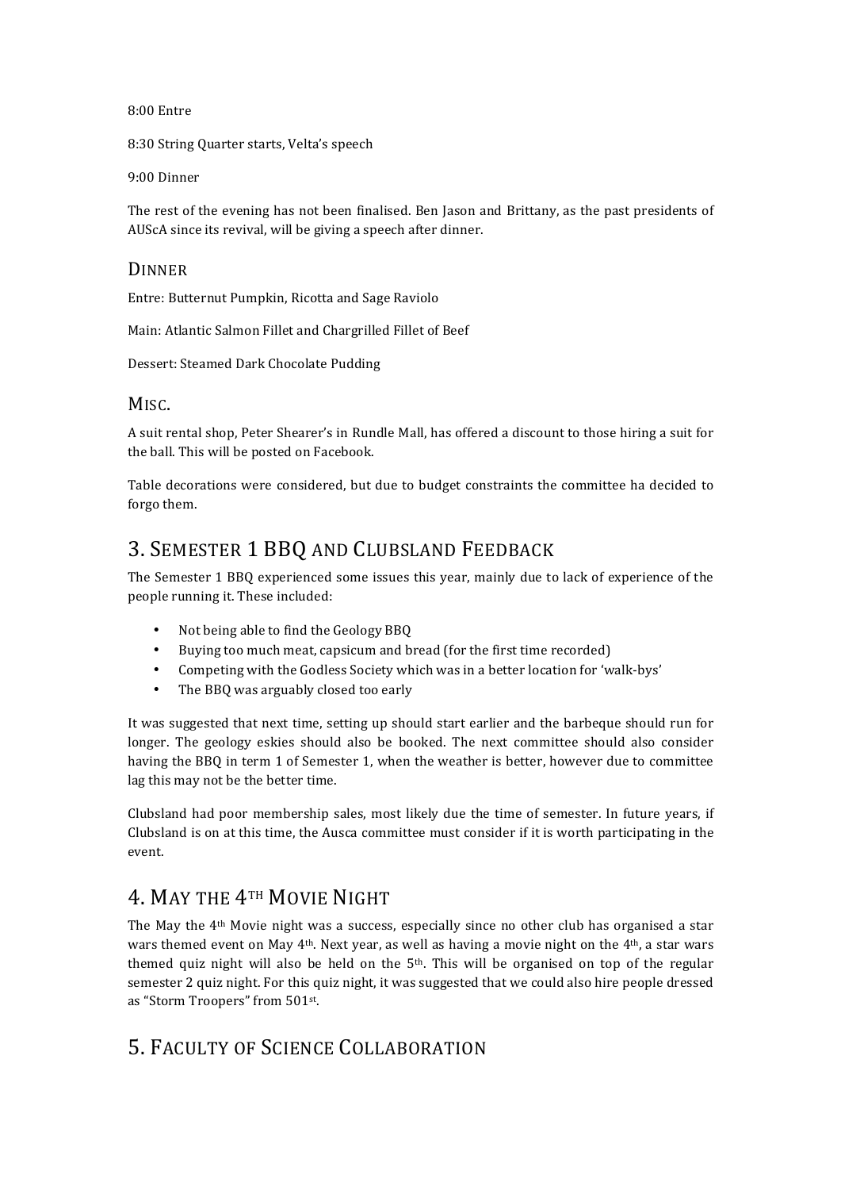8:00 Entre

8:30 String Quarter starts, Velta's speech

9:00 Dinner

The rest of the evening has not been finalised. Ben Jason and Brittany, as the past presidents of AUScA since its revival, will be giving a speech after dinner.

### Dinner

Entre: Butternut Pumpkin, Ricotta and Sage Raviolo

Main: Atlantic Salmon Fillet and Chargrilled Fillet of Beef

Dessert: Steamed Dark Chocolate Pudding

### Misc.

A suit rental shop, Peter Shearer's in Rundle Mall, has offered a discount to those hiring a suit for the ball. This will be posted on Facebook.

Table decorations were considered, but due to budget constraints the committee ha decided to forgo them.

## 3. Semester 1 BBQ and Clubsland Feedback

The Semester 1 BBQ experienced some issues this year, mainly due to lack of experience of the people running it. These included:

- Not being able to find the Geology BBQ
- Buying too much meat, capsicum and bread (for the first time recorded)
- Competing with the Godless Society which was in a better location for 'walk-bys'
- The BBQ was arguably closed too early

It was suggested that next time, setting up should start earlier and the barbeque should run for longer. The geology eskies should also be booked. The next committee should also consider having the BBQ in term 1 of Semester 1, when the weather is better, however due to committee lag this may not be the better time.

Clubsland had poor membership sales, most likely due the time of semester. In future years, if Clubsland is on at this time, the Ausca committee must consider if it is worth participating in the event.

## 4. May the 4th Movie Night

The May the 4th Movie night was a success, especially since no other club has organised a star wars themed event on May 4th. Next year, as well as having a movie night on the 4th, a star wars themed quiz night will also be held on the 5th. This will be organised on top of the regular semester 2 quiz night. For this quiz night, it was suggested that we could also hire people dressed as "Storm Troopers" from 501st.

## 5. Faculty of Science Collaboration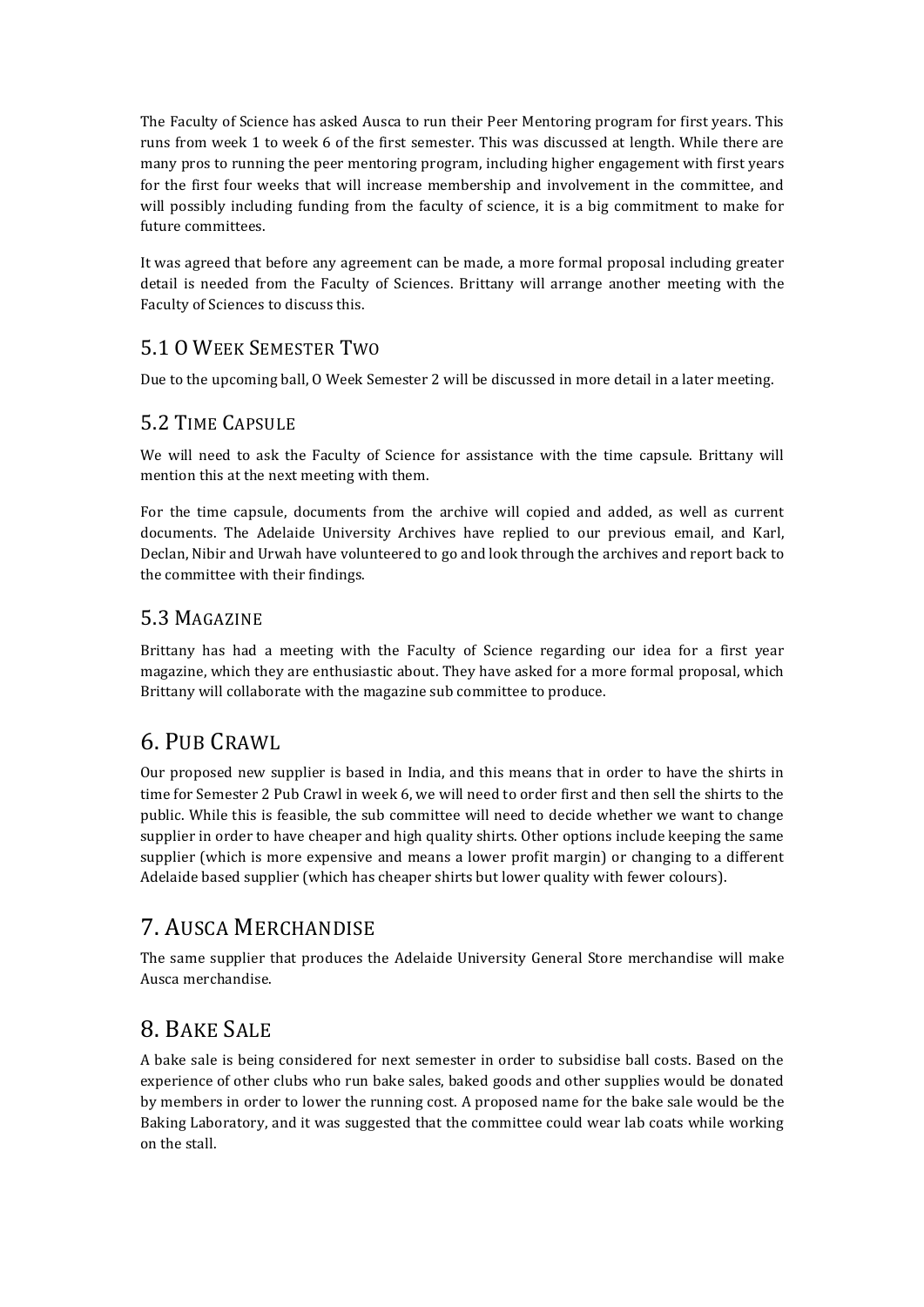The Faculty of Science has asked Ausca to run their Peer Mentoring program for first years. This runs from week 1 to week 6 of the first semester. This was discussed at length. While there are many pros to running the peer mentoring program, including higher engagement with first years for the first four weeks that will increase membership and involvement in the committee, and will possibly including funding from the faculty of science, it is a big commitment to make for future committees.

It was agreed that before any agreement can be made, a more formal proposal including greater detail is needed from the Faculty of Sciences. Brittany will arrange another meeting with the Faculty of Sciences to discuss this.

### 5.1 O Week Semester Two

Due to the upcoming ball, O Week Semester 2 will be discussed in more detail in a later meeting.

### 5.2 Time Capsule

We will need to ask the Faculty of Science for assistance with the time capsule. Brittany will mention this at the next meeting with them.

For the time capsule, documents from the archive will copied and added, as well as current documents. The Adelaide University Archives have replied to our previous email, and Karl, Declan, Nibir and Urwah have volunteered to go and look through the archives and report back to the committee with their findings.

### 5.3 Magazine

Brittany has had a meeting with the Faculty of Science regarding our idea for a first year magazine, which they are enthusiastic about. They have asked for a more formal proposal, which Brittany will collaborate with the magazine sub committee to produce.

## 6. Pub Crawl

Our proposed new supplier is based in India, and this means that in order to have the shirts in time for Semester 2 Pub Crawl in week 6, we will need to order first and then sell the shirts to the public. While this is feasible, the sub committee will need to decide whether we want to change supplier in order to have cheaper and high quality shirts. Other options include keeping the same supplier (which is more expensive and means a lower profit margin) or changing to a different Adelaide based supplier (which has cheaper shirts but lower quality with fewer colours).

## 7. Ausca Merchandise

The same supplier that produces the Adelaide University General Store merchandise will make Ausca merchandise.

## 8. Bake Sale

A bake sale is being considered for next semester in order to subsidise ball costs. Based on the experience of other clubs who run bake sales, baked goods and other supplies would be donated by members in order to lower the running cost. A proposed name for the bake sale would be the Baking Laboratory, and it was suggested that the committee could wear lab coats while working on the stall.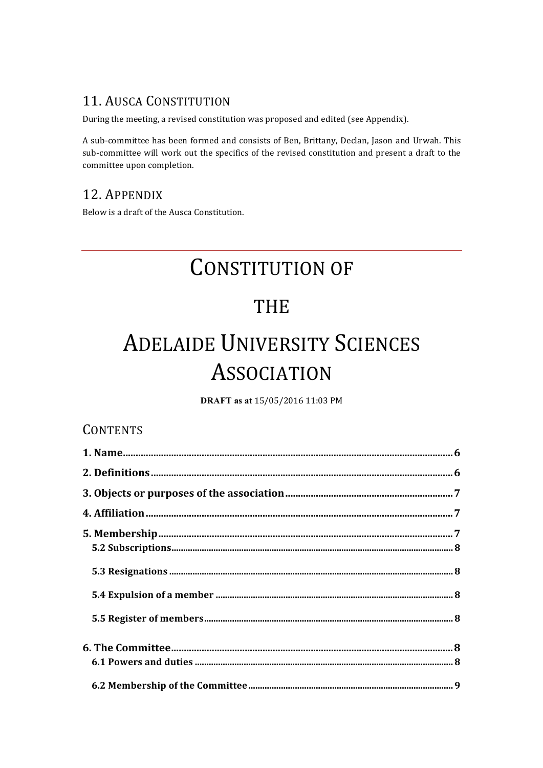## 11. Ausca Constitution

During the meeting, a revised constitution was proposed and edited (see Appendix).

A sub-committee has been formed and consists of Ben, Brittany, Declan, Jason and Urwah. This sub-committee will work out the specifics of the revised constitution and present a draft to the committee upon completion.

## 12. Appendix

Below is a draft of the Ausca Constitution.

---

# Constitution of

# the

# Adelaide University Sciences Association

**DRAFT as at** 15/05/2016 11:03 PM

## Contents

**1. Name** .......... 6

**2. Definitions** .......... 6

**3. Objects or purposes of the association** .......... 7

**4. Affiliation** .......... 7

**5. Membership** .......... 7

- **5.2 Subscriptions** .......... 8
- **5.3 Resignations** .......... 8
- **5.4 Expulsion of a member** .......... 8
- **5.5 Register of members** .......... 8

**6. The Committee** .......... 8

- **6.1 Powers and duties** .......... 8
- **6.2 Membership of the Committee** .......... 9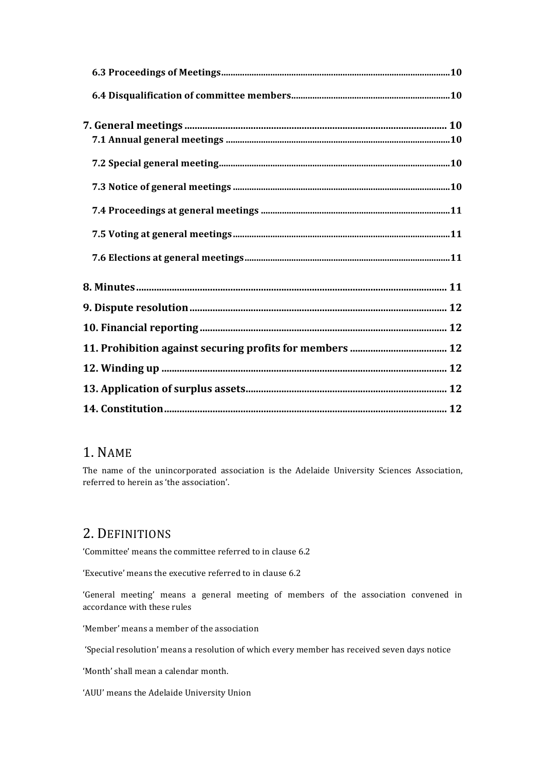**6.3 Proceedings of Meetings** .......... 10

**6.4 Disqualification of committee members** .......... 10

**7. General meetings** .......... 10

**7.1 Annual general meetings** .......... 10

**7.2 Special general meeting** .......... 10

**7.3 Notice of general meetings** .......... 10

**7.4 Proceedings at general meetings** .......... 11

**7.5 Voting at general meetings** .......... 11

**7.6 Elections at general meetings** .......... 11

**8. Minutes** .......... 11

**9. Dispute resolution** .......... 12

**10. Financial reporting** .......... 12

**11. Prohibition against securing profits for members** .......... 12

**12. Winding up** .......... 12

**13. Application of surplus assets** .......... 12

**14. Constitution** .......... 12

# 1. Name

The name of the unincorporated association is the Adelaide University Sciences Association, referred to herein as 'the association'.

# 2. Definitions

'Committee' means the committee referred to in clause 6.2

'Executive' means the executive referred to in clause 6.2

'General meeting' means a general meeting of members of the association convened in accordance with these rules

'Member' means a member of the association

'Special resolution' means a resolution of which every member has received seven days notice

'Month' shall mean a calendar month.

'AUU' means the Adelaide University Union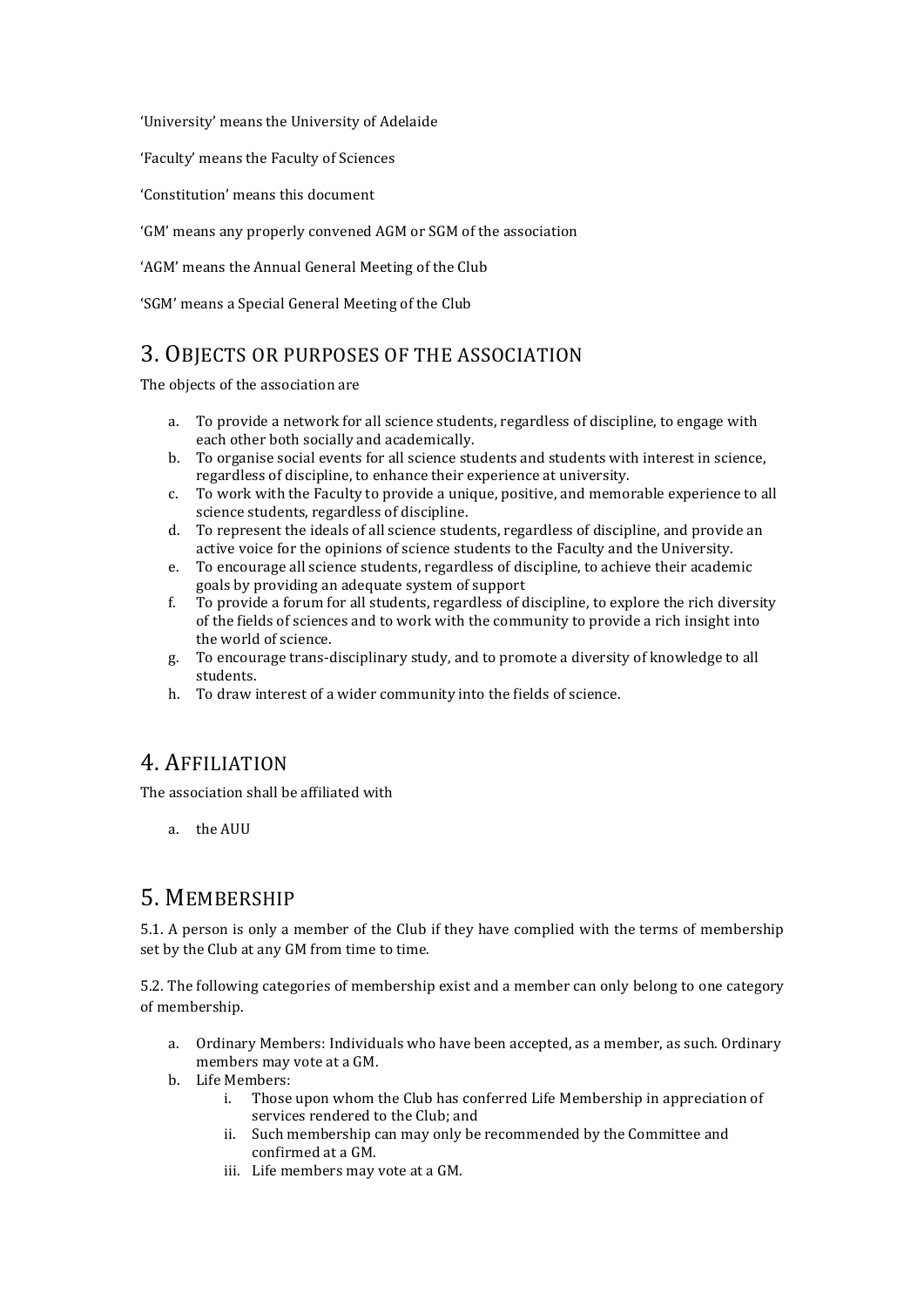'University' means the University of Adelaide

'Faculty' means the Faculty of Sciences

'Constitution' means this document

'GM' means any properly convened AGM or SGM of the association

'AGM' means the Annual General Meeting of the Club

'SGM' means a Special General Meeting of the Club

## 3. Objects or purposes of the association

The objects of the association are

a. To provide a network for all science students, regardless of discipline, to engage with each other both socially and academically.
b. To organise social events for all science students and students with interest in science, regardless of discipline, to enhance their experience at university.
c. To work with the Faculty to provide a unique, positive, and memorable experience to all science students, regardless of discipline.
d. To represent the ideals of all science students, regardless of discipline, and provide an active voice for the opinions of science students to the Faculty and the University.
e. To encourage all science students, regardless of discipline, to achieve their academic goals by providing an adequate system of support
f. To provide a forum for all students, regardless of discipline, to explore the rich diversity of the fields of sciences and to work with the community to provide a rich insight into the world of science.
g. To encourage trans-disciplinary study, and to promote a diversity of knowledge to all students.
h. To draw interest of a wider community into the fields of science.

## 4. Affiliation

The association shall be affiliated with

a. the AUU

## 5. Membership

5.1. A person is only a member of the Club if they have complied with the terms of membership set by the Club at any GM from time to time.

5.2. The following categories of membership exist and a member can only belong to one category of membership.

a. Ordinary Members: Individuals who have been accepted, as a member, as such. Ordinary members may vote at a GM.
b. Life Members:
    i. Those upon whom the Club has conferred Life Membership in appreciation of services rendered to the Club; and
    ii. Such membership can may only be recommended by the Committee and confirmed at a GM.
    iii. Life members may vote at a GM.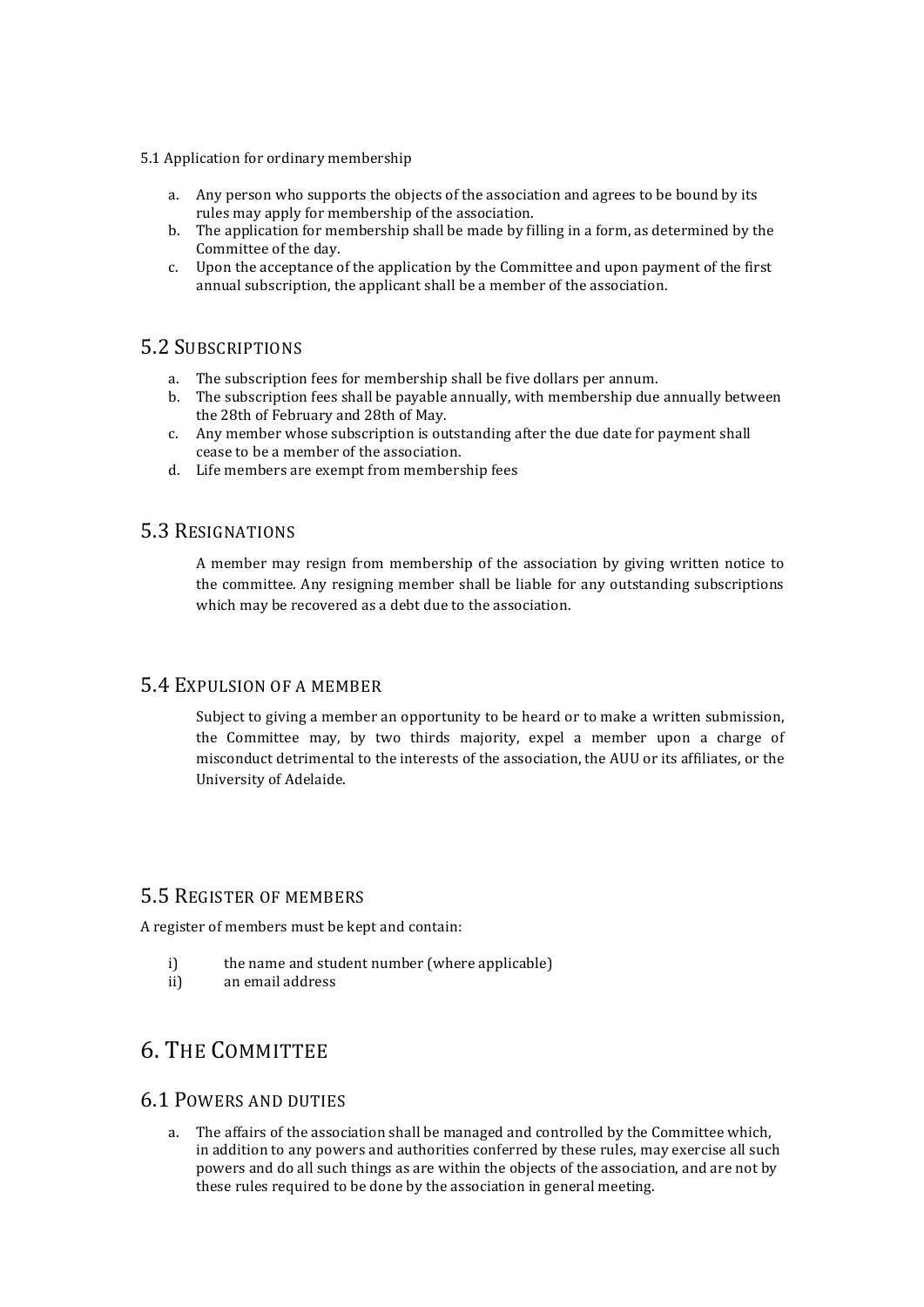5.1 Application for ordinary membership

a. Any person who supports the objects of the association and agrees to be bound by its rules may apply for membership of the association.
b. The application for membership shall be made by filling in a form, as determined by the Committee of the day.
c. Upon the acceptance of the application by the Committee and upon payment of the first annual subscription, the applicant shall be a member of the association.

## 5.2 Subscriptions

a. The subscription fees for membership shall be five dollars per annum.
b. The subscription fees shall be payable annually, with membership due annually between the 28th of February and 28th of May.
c. Any member whose subscription is outstanding after the due date for payment shall cease to be a member of the association.
d. Life members are exempt from membership fees

## 5.3 Resignations

A member may resign from membership of the association by giving written notice to the committee. Any resigning member shall be liable for any outstanding subscriptions which may be recovered as a debt due to the association.

## 5.4 Expulsion of a member

Subject to giving a member an opportunity to be heard or to make a written submission, the Committee may, by two thirds majority, expel a member upon a charge of misconduct detrimental to the interests of the association, the AUU or its affiliates, or the University of Adelaide.

## 5.5 Register of members

A register of members must be kept and contain:

i) the name and student number (where applicable)
ii) an email address

# 6. The Committee

## 6.1 Powers and duties

a. The affairs of the association shall be managed and controlled by the Committee which, in addition to any powers and authorities conferred by these rules, may exercise all such powers and do all such things as are within the objects of the association, and are not by these rules required to be done by the association in general meeting.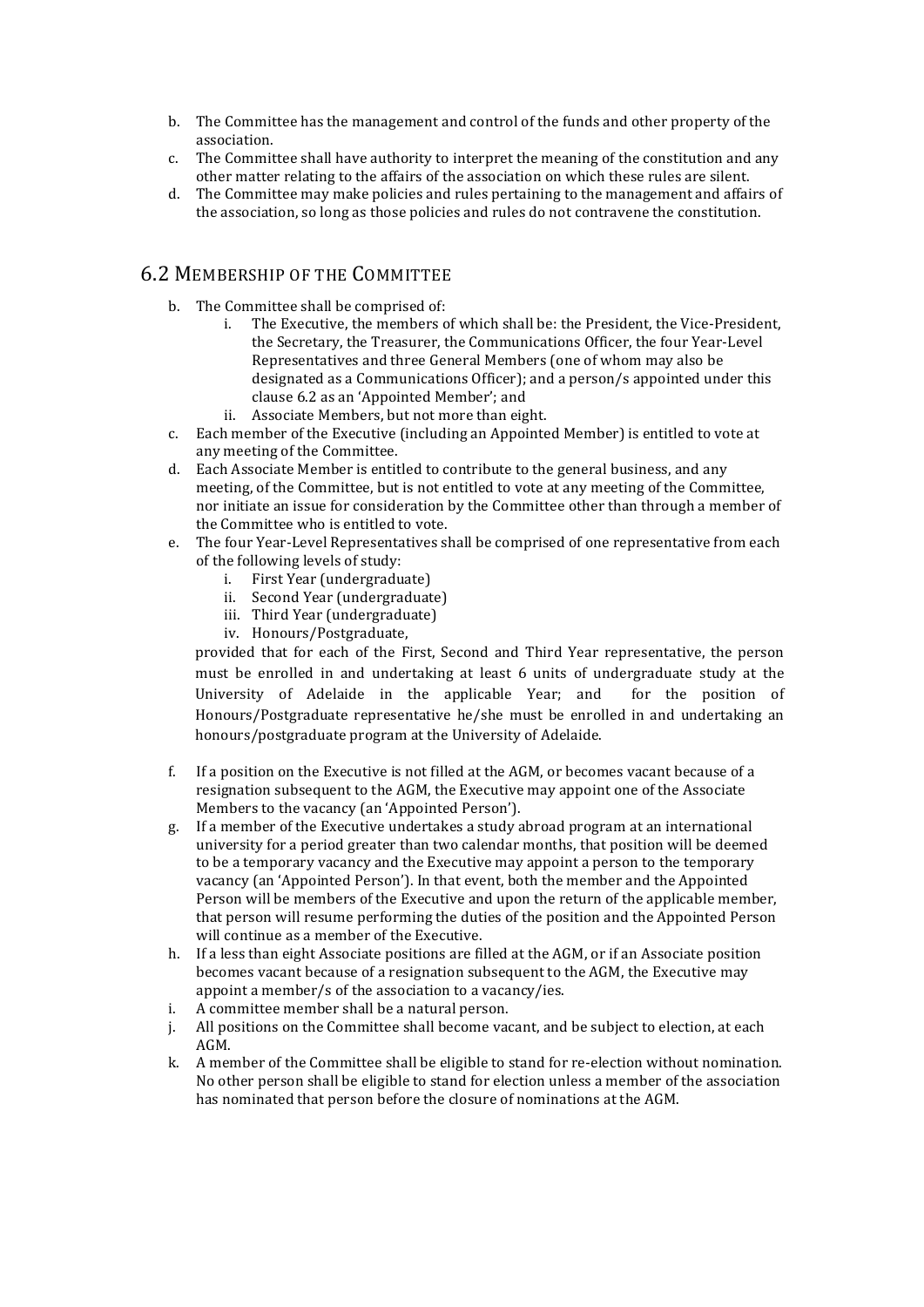b. The Committee has the management and control of the funds and other property of the association.
c. The Committee shall have authority to interpret the meaning of the constitution and any other matter relating to the affairs of the association on which these rules are silent.
d. The Committee may make policies and rules pertaining to the management and affairs of the association, so long as those policies and rules do not contravene the constitution.

## 6.2 Membership of the Committee

b. The Committee shall be comprised of:
    i. The Executive, the members of which shall be: the President, the Vice-President, the Secretary, the Treasurer, the Communications Officer, the four Year-Level Representatives and three General Members (one of whom may also be designated as a Communications Officer); and a person/s appointed under this clause 6.2 as an 'Appointed Member'; and
    ii. Associate Members, but not more than eight.
c. Each member of the Executive (including an Appointed Member) is entitled to vote at any meeting of the Committee.
d. Each Associate Member is entitled to contribute to the general business, and any meeting, of the Committee, but is not entitled to vote at any meeting of the Committee, nor initiate an issue for consideration by the Committee other than through a member of the Committee who is entitled to vote.
e. The four Year-Level Representatives shall be comprised of one representative from each of the following levels of study:
    i. First Year (undergraduate)
    ii. Second Year (undergraduate)
    iii. Third Year (undergraduate)
    iv. Honours/Postgraduate,

   provided that for each of the First, Second and Third Year representative, the person must be enrolled in and undertaking at least 6 units of undergraduate study at the University of Adelaide in the applicable Year; and for the position of Honours/Postgraduate representative he/she must be enrolled in and undertaking an honours/postgraduate program at the University of Adelaide.

f. If a position on the Executive is not filled at the AGM, or becomes vacant because of a resignation subsequent to the AGM, the Executive may appoint one of the Associate Members to the vacancy (an 'Appointed Person').
g. If a member of the Executive undertakes a study abroad program at an international university for a period greater than two calendar months, that position will be deemed to be a temporary vacancy and the Executive may appoint a person to the temporary vacancy (an 'Appointed Person'). In that event, both the member and the Appointed Person will be members of the Executive and upon the return of the applicable member, that person will resume performing the duties of the position and the Appointed Person will continue as a member of the Executive.
h. If a less than eight Associate positions are filled at the AGM, or if an Associate position becomes vacant because of a resignation subsequent to the AGM, the Executive may appoint a member/s of the association to a vacancy/ies.
i. A committee member shall be a natural person.
j. All positions on the Committee shall become vacant, and be subject to election, at each AGM.
k. A member of the Committee shall be eligible to stand for re-election without nomination. No other person shall be eligible to stand for election unless a member of the association has nominated that person before the closure of nominations at the AGM.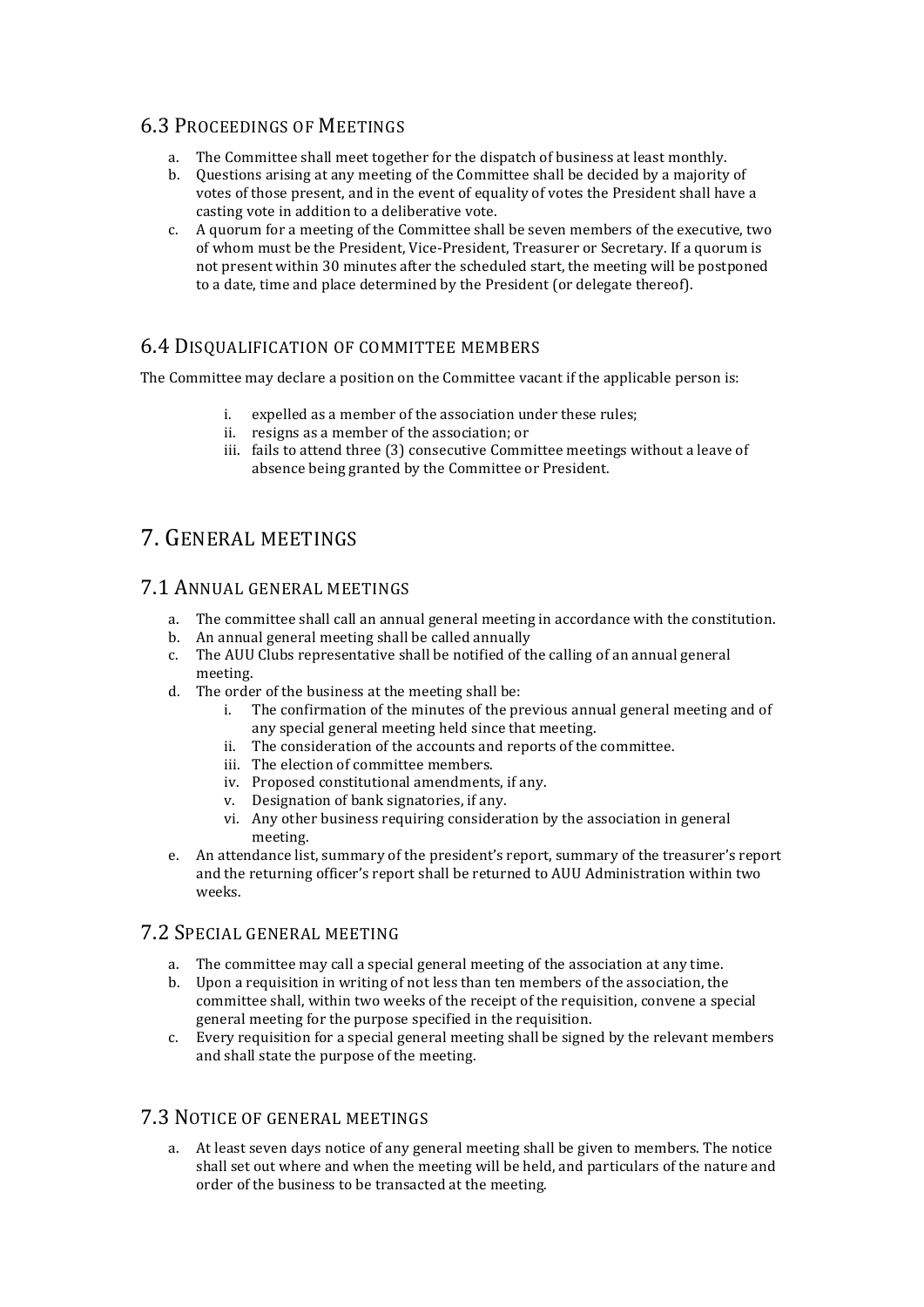### 6.3 Proceedings of Meetings

a. The Committee shall meet together for the dispatch of business at least monthly.
b. Questions arising at any meeting of the Committee shall be decided by a majority of votes of those present, and in the event of equality of votes the President shall have a casting vote in addition to a deliberative vote.
c. A quorum for a meeting of the Committee shall be seven members of the executive, two of whom must be the President, Vice-President, Treasurer or Secretary. If a quorum is not present within 30 minutes after the scheduled start, the meeting will be postponed to a date, time and place determined by the President (or delegate thereof).

### 6.4 Disqualification of committee members

The Committee may declare a position on the Committee vacant if the applicable person is:

i. expelled as a member of the association under these rules;
ii. resigns as a member of the association; or
iii. fails to attend three (3) consecutive Committee meetings without a leave of absence being granted by the Committee or President.

## 7. General meetings

### 7.1 Annual general meetings

a. The committee shall call an annual general meeting in accordance with the constitution.
b. An annual general meeting shall be called annually
c. The AUU Clubs representative shall be notified of the calling of an annual general meeting.
d. The order of the business at the meeting shall be:
    i. The confirmation of the minutes of the previous annual general meeting and of any special general meeting held since that meeting.
    ii. The consideration of the accounts and reports of the committee.
    iii. The election of committee members.
    iv. Proposed constitutional amendments, if any.
    v. Designation of bank signatories, if any.
    vi. Any other business requiring consideration by the association in general meeting.
e. An attendance list, summary of the president's report, summary of the treasurer's report and the returning officer's report shall be returned to AUU Administration within two weeks.

### 7.2 Special general meeting

a. The committee may call a special general meeting of the association at any time.
b. Upon a requisition in writing of not less than ten members of the association, the committee shall, within two weeks of the receipt of the requisition, convene a special general meeting for the purpose specified in the requisition.
c. Every requisition for a special general meeting shall be signed by the relevant members and shall state the purpose of the meeting.

### 7.3 Notice of general meetings

a. At least seven days notice of any general meeting shall be given to members. The notice shall set out where and when the meeting will be held, and particulars of the nature and order of the business to be transacted at the meeting.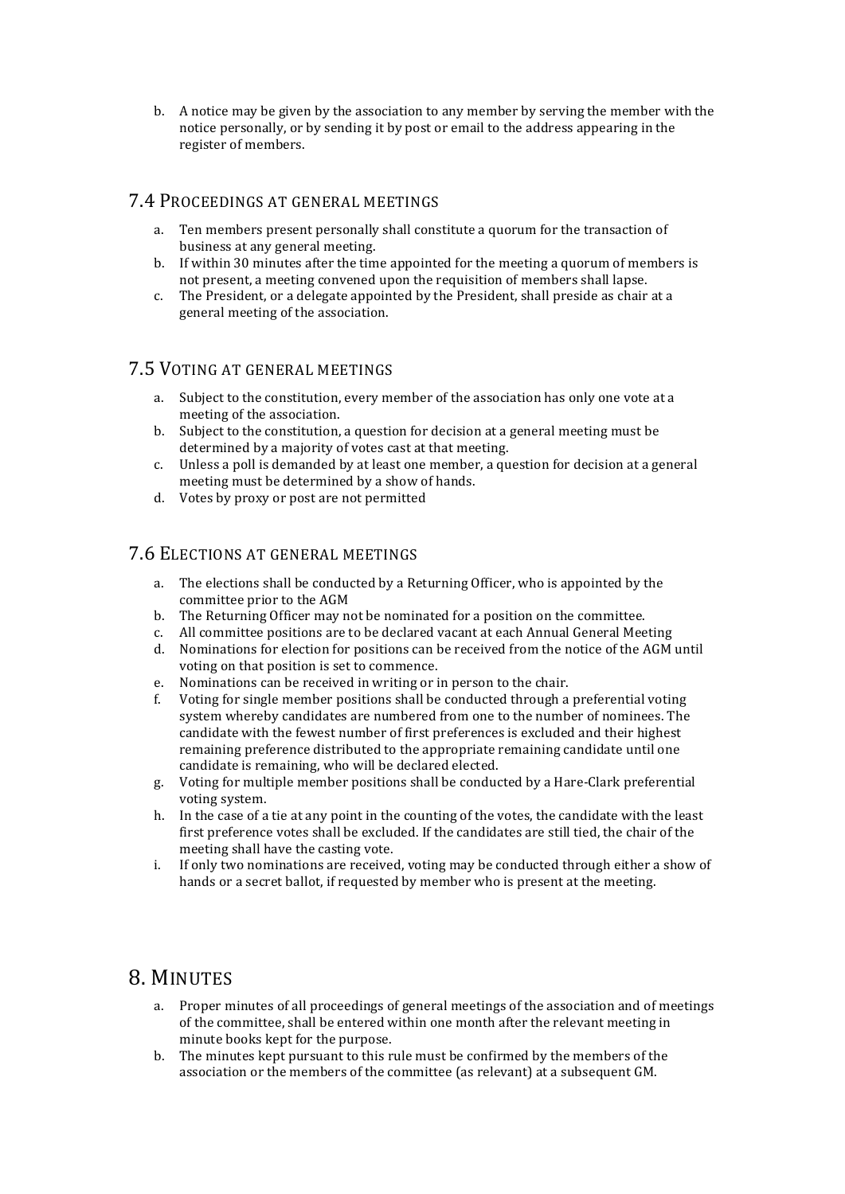b. A notice may be given by the association to any member by serving the member with the notice personally, or by sending it by post or email to the address appearing in the register of members.

## 7.4 Proceedings at general meetings

a. Ten members present personally shall constitute a quorum for the transaction of business at any general meeting.
b. If within 30 minutes after the time appointed for the meeting a quorum of members is not present, a meeting convened upon the requisition of members shall lapse.
c. The President, or a delegate appointed by the President, shall preside as chair at a general meeting of the association.

## 7.5 Voting at general meetings

a. Subject to the constitution, every member of the association has only one vote at a meeting of the association.
b. Subject to the constitution, a question for decision at a general meeting must be determined by a majority of votes cast at that meeting.
c. Unless a poll is demanded by at least one member, a question for decision at a general meeting must be determined by a show of hands.
d. Votes by proxy or post are not permitted

## 7.6 Elections at general meetings

a. The elections shall be conducted by a Returning Officer, who is appointed by the committee prior to the AGM
b. The Returning Officer may not be nominated for a position on the committee.
c. All committee positions are to be declared vacant at each Annual General Meeting
d. Nominations for election for positions can be received from the notice of the AGM until voting on that position is set to commence.
e. Nominations can be received in writing or in person to the chair.
f. Voting for single member positions shall be conducted through a preferential voting system whereby candidates are numbered from one to the number of nominees. The candidate with the fewest number of first preferences is excluded and their highest remaining preference distributed to the appropriate remaining candidate until one candidate is remaining, who will be declared elected.
g. Voting for multiple member positions shall be conducted by a Hare-Clark preferential voting system.
h. In the case of a tie at any point in the counting of the votes, the candidate with the least first preference votes shall be excluded. If the candidates are still tied, the chair of the meeting shall have the casting vote.
i. If only two nominations are received, voting may be conducted through either a show of hands or a secret ballot, if requested by member who is present at the meeting.

# 8. Minutes

a. Proper minutes of all proceedings of general meetings of the association and of meetings of the committee, shall be entered within one month after the relevant meeting in minute books kept for the purpose.
b. The minutes kept pursuant to this rule must be confirmed by the members of the association or the members of the committee (as relevant) at a subsequent GM.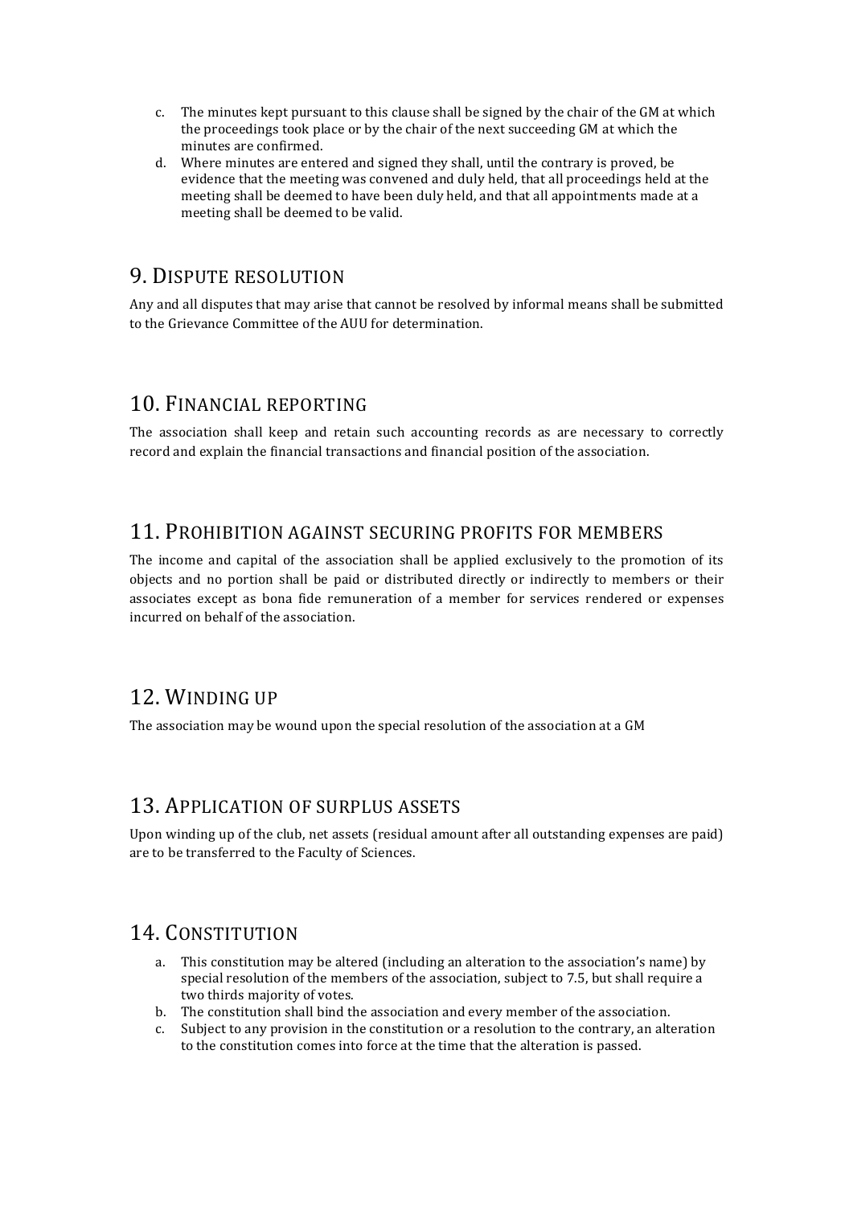c. The minutes kept pursuant to this clause shall be signed by the chair of the GM at which the proceedings took place or by the chair of the next succeeding GM at which the minutes are confirmed.
d. Where minutes are entered and signed they shall, until the contrary is proved, be evidence that the meeting was convened and duly held, that all proceedings held at the meeting shall be deemed to have been duly held, and that all appointments made at a meeting shall be deemed to be valid.

## 9. Dispute resolution

Any and all disputes that may arise that cannot be resolved by informal means shall be submitted to the Grievance Committee of the AUU for determination.

## 10. Financial reporting

The association shall keep and retain such accounting records as are necessary to correctly record and explain the financial transactions and financial position of the association.

## 11. Prohibition against securing profits for members

The income and capital of the association shall be applied exclusively to the promotion of its objects and no portion shall be paid or distributed directly or indirectly to members or their associates except as bona fide remuneration of a member for services rendered or expenses incurred on behalf of the association.

## 12. Winding up

The association may be wound upon the special resolution of the association at a GM

## 13. Application of surplus assets

Upon winding up of the club, net assets (residual amount after all outstanding expenses are paid) are to be transferred to the Faculty of Sciences.

## 14. Constitution

a. This constitution may be altered (including an alteration to the association's name) by special resolution of the members of the association, subject to 7.5, but shall require a two thirds majority of votes.
b. The constitution shall bind the association and every member of the association.
c. Subject to any provision in the constitution or a resolution to the contrary, an alteration to the constitution comes into force at the time that the alteration is passed.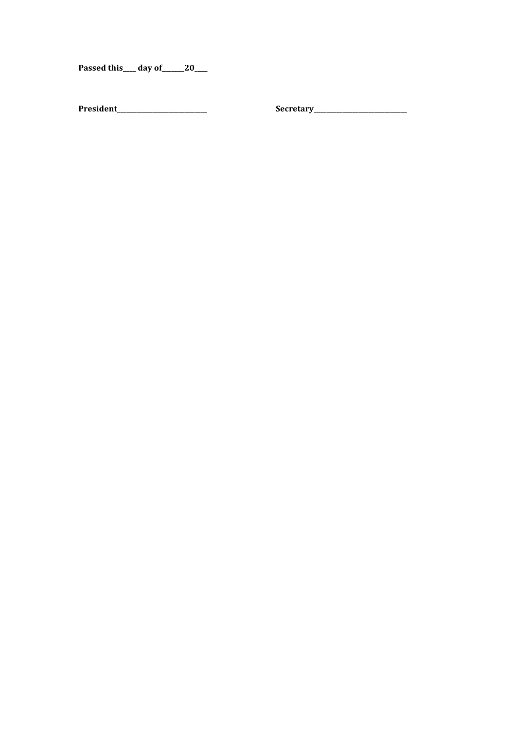**Passed this____ day of_______20____**

**President_____________________________**    **Secretary_____________________________**